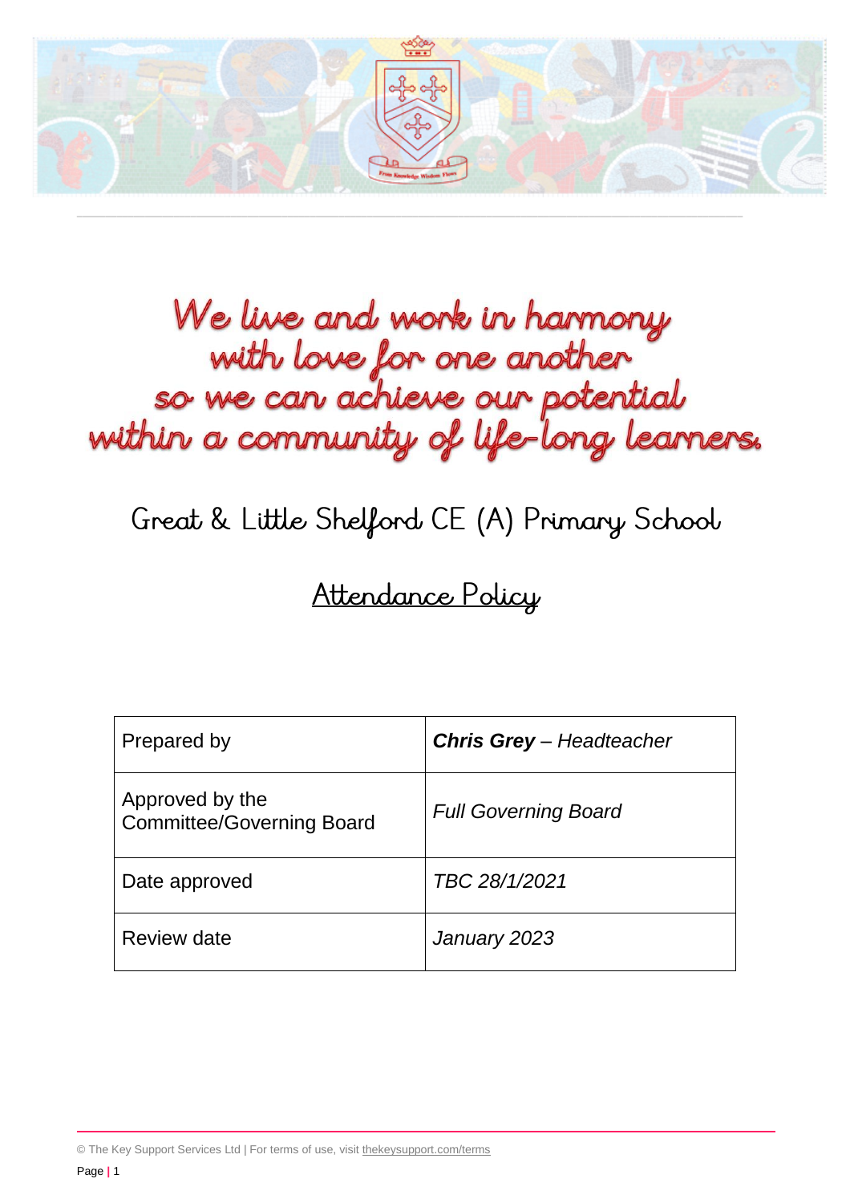We live and work in harmony
with love for one another
so we can achieve our potential
within a community of life-long learners.

# Great & Little Shelford CE (A) Primary School

## Attendance Policy

| Prepared by | ***Chris Grey** – Headteacher* |
|---|---|
| Approved by the Committee/Governing Board | *Full Governing Board* |
| Date approved | *TBC 28/1/2021* |
| Review date | *January 2023* |

© The Key Support Services Ltd | For terms of use, visit thekeysupport.com/terms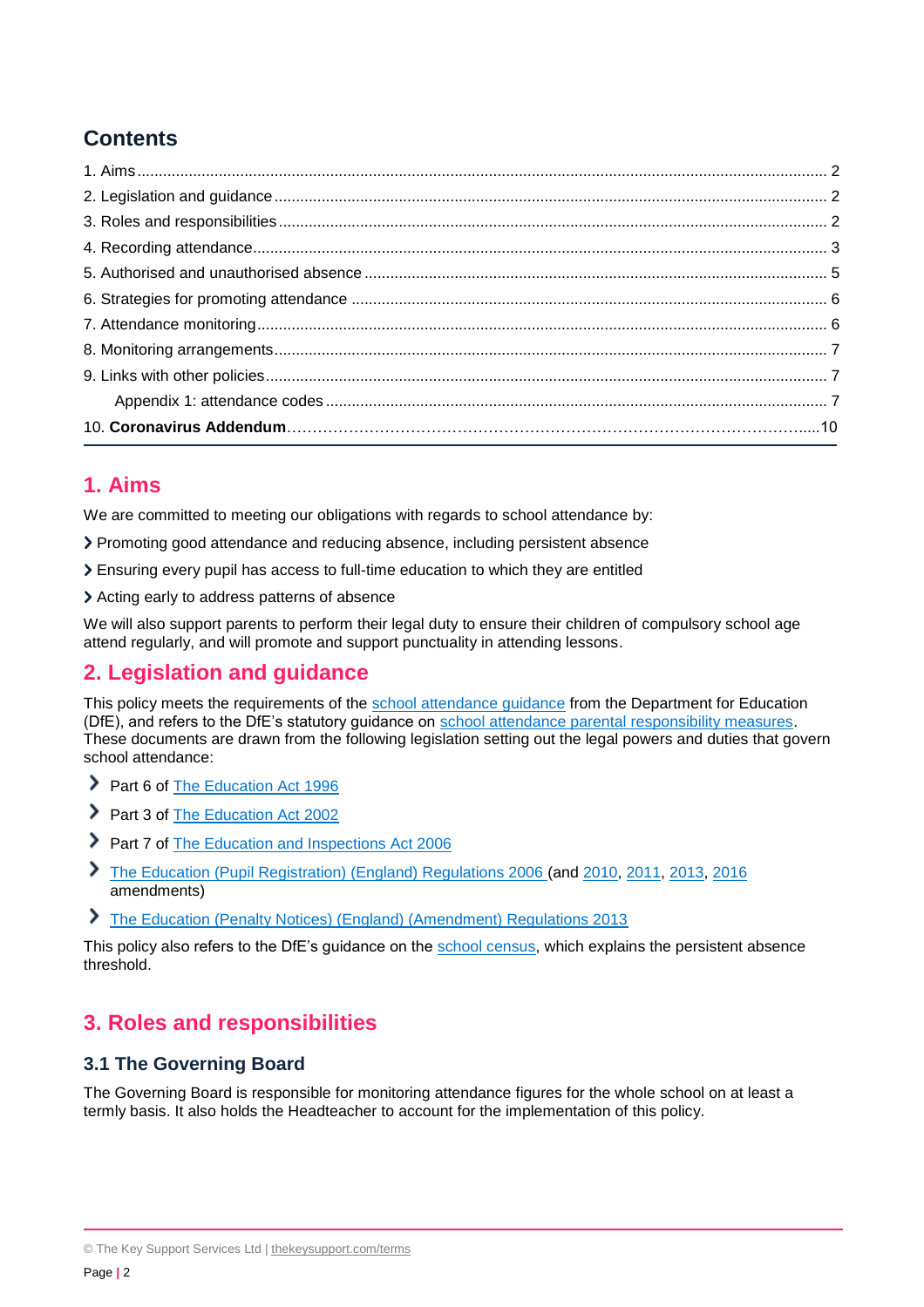## Contents

1. Aims ..... 2
2. Legislation and guidance ..... 2
3. Roles and responsibilities ..... 2
4. Recording attendance ..... 3
5. Authorised and unauthorised absence ..... 5
6. Strategies for promoting attendance ..... 6
7. Attendance monitoring ..... 6
8. Monitoring arrangements ..... 7
9. Links with other policies ..... 7
   Appendix 1: attendance codes ..... 7
10. **Coronavirus Addendum** ..... 10

## 1. Aims

We are committed to meeting our obligations with regards to school attendance by:

- Promoting good attendance and reducing absence, including persistent absence
- Ensuring every pupil has access to full-time education to which they are entitled
- Acting early to address patterns of absence

We will also support parents to perform their legal duty to ensure their children of compulsory school age attend regularly, and will promote and support punctuality in attending lessons.

## 2. Legislation and guidance

This policy meets the requirements of the school attendance guidance from the Department for Education (DfE), and refers to the DfE's statutory guidance on school attendance parental responsibility measures. These documents are drawn from the following legislation setting out the legal powers and duties that govern school attendance:

- Part 6 of The Education Act 1996
- Part 3 of The Education Act 2002
- Part 7 of The Education and Inspections Act 2006
- The Education (Pupil Registration) (England) Regulations 2006 (and 2010, 2011, 2013, 2016 amendments)
- The Education (Penalty Notices) (England) (Amendment) Regulations 2013

This policy also refers to the DfE's guidance on the school census, which explains the persistent absence threshold.

## 3. Roles and responsibilities

### 3.1 The Governing Board

The Governing Board is responsible for monitoring attendance figures for the whole school on at least a termly basis. It also holds the Headteacher to account for the implementation of this policy.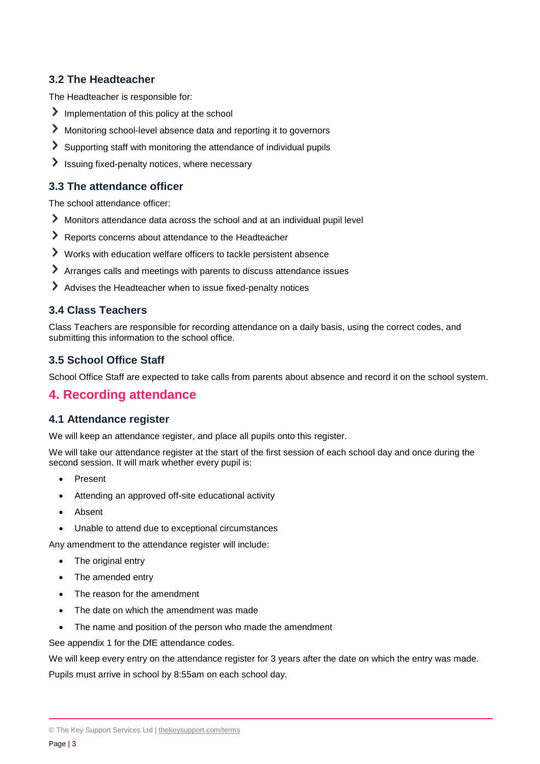### 3.2 The Headteacher

The Headteacher is responsible for:

- Implementation of this policy at the school
- Monitoring school-level absence data and reporting it to governors
- Supporting staff with monitoring the attendance of individual pupils
- Issuing fixed-penalty notices, where necessary

### 3.3 The attendance officer

The school attendance officer:

- Monitors attendance data across the school and at an individual pupil level
- Reports concerns about attendance to the Headteacher
- Works with education welfare officers to tackle persistent absence
- Arranges calls and meetings with parents to discuss attendance issues
- Advises the Headteacher when to issue fixed-penalty notices

### 3.4 Class Teachers

Class Teachers are responsible for recording attendance on a daily basis, using the correct codes, and submitting this information to the school office.

### 3.5 School Office Staff

School Office Staff are expected to take calls from parents about absence and record it on the school system.

## 4. Recording attendance

### 4.1 Attendance register

We will keep an attendance register, and place all pupils onto this register.

We will take our attendance register at the start of the first session of each school day and once during the second session. It will mark whether every pupil is:

- Present
- Attending an approved off-site educational activity
- Absent
- Unable to attend due to exceptional circumstances

Any amendment to the attendance register will include:

- The original entry
- The amended entry
- The reason for the amendment
- The date on which the amendment was made
- The name and position of the person who made the amendment

See appendix 1 for the DfE attendance codes.

We will keep every entry on the attendance register for 3 years after the date on which the entry was made.

Pupils must arrive in school by 8:55am on each school day.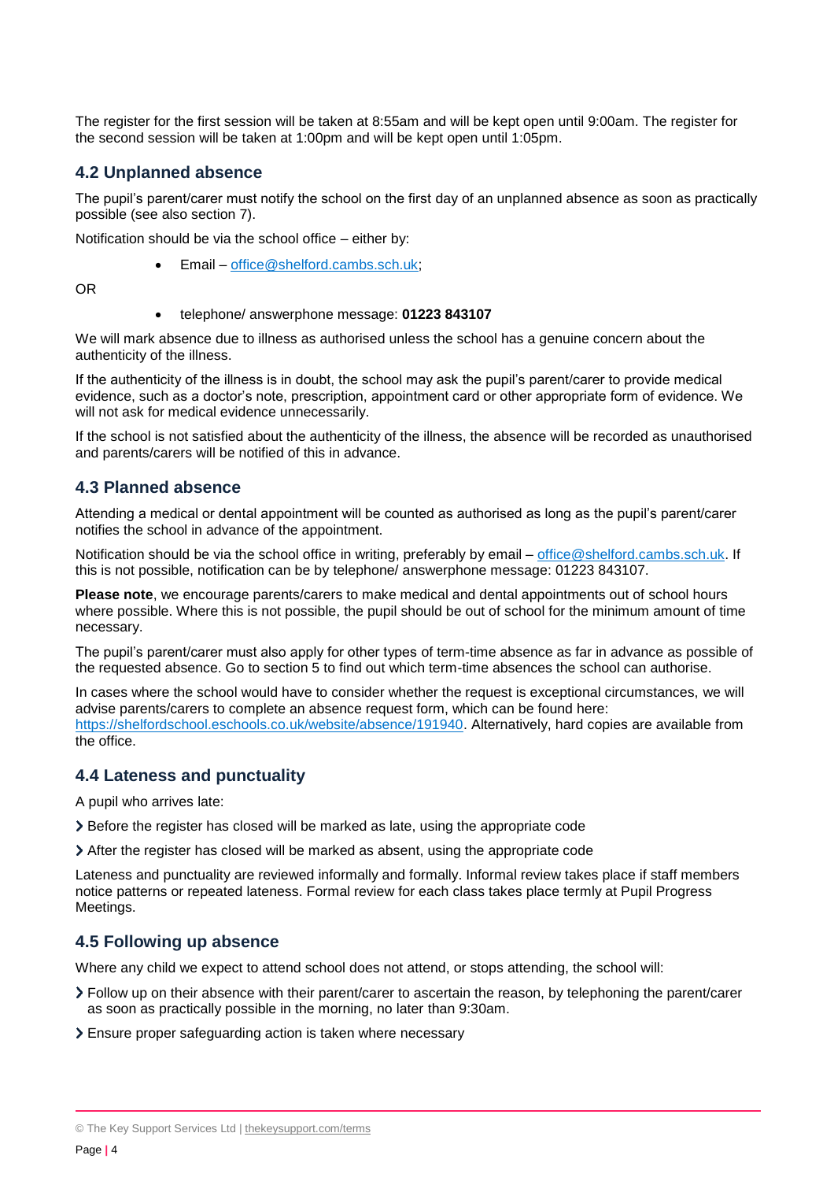The register for the first session will be taken at 8:55am and will be kept open until 9:00am. The register for the second session will be taken at 1:00pm and will be kept open until 1:05pm.

### 4.2 Unplanned absence

The pupil's parent/carer must notify the school on the first day of an unplanned absence as soon as practically possible (see also section 7).

Notification should be via the school office – either by:

- Email – office@shelford.cambs.sch.uk;

OR

- telephone/ answerphone message: **01223 843107**

We will mark absence due to illness as authorised unless the school has a genuine concern about the authenticity of the illness.

If the authenticity of the illness is in doubt, the school may ask the pupil's parent/carer to provide medical evidence, such as a doctor's note, prescription, appointment card or other appropriate form of evidence. We will not ask for medical evidence unnecessarily.

If the school is not satisfied about the authenticity of the illness, the absence will be recorded as unauthorised and parents/carers will be notified of this in advance.

### 4.3 Planned absence

Attending a medical or dental appointment will be counted as authorised as long as the pupil's parent/carer notifies the school in advance of the appointment.

Notification should be via the school office in writing, preferably by email – office@shelford.cambs.sch.uk. If this is not possible, notification can be by telephone/ answerphone message: 01223 843107.

**Please note**, we encourage parents/carers to make medical and dental appointments out of school hours where possible. Where this is not possible, the pupil should be out of school for the minimum amount of time necessary.

The pupil's parent/carer must also apply for other types of term-time absence as far in advance as possible of the requested absence. Go to section 5 to find out which term-time absences the school can authorise.

In cases where the school would have to consider whether the request is exceptional circumstances, we will advise parents/carers to complete an absence request form, which can be found here: https://shelfordschool.eschools.co.uk/website/absence/191940. Alternatively, hard copies are available from the office.

### 4.4 Lateness and punctuality

A pupil who arrives late:

- Before the register has closed will be marked as late, using the appropriate code
- After the register has closed will be marked as absent, using the appropriate code

Lateness and punctuality are reviewed informally and formally. Informal review takes place if staff members notice patterns or repeated lateness. Formal review for each class takes place termly at Pupil Progress Meetings.

### 4.5 Following up absence

Where any child we expect to attend school does not attend, or stops attending, the school will:

- Follow up on their absence with their parent/carer to ascertain the reason, by telephoning the parent/carer as soon as practically possible in the morning, no later than 9:30am.
- Ensure proper safeguarding action is taken where necessary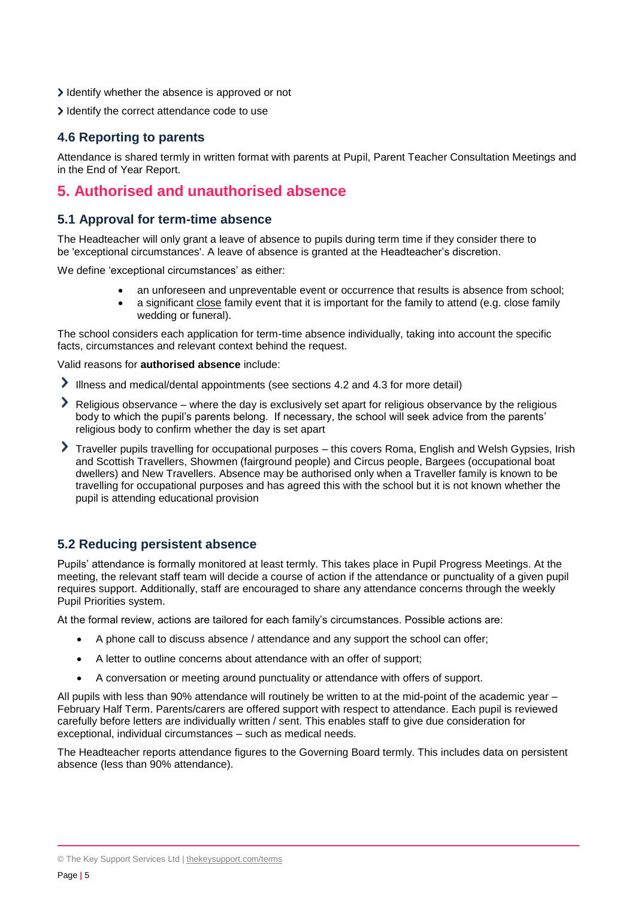- Identify whether the absence is approved or not
- Identify the correct attendance code to use

### 4.6 Reporting to parents

Attendance is shared termly in written format with parents at Pupil, Parent Teacher Consultation Meetings and in the End of Year Report.

## 5. Authorised and unauthorised absence

### 5.1 Approval for term-time absence

The Headteacher will only grant a leave of absence to pupils during term time if they consider there to be 'exceptional circumstances'. A leave of absence is granted at the Headteacher's discretion.

We define 'exceptional circumstances' as either:

- an unforeseen and unpreventable event or occurrence that results is absence from school;
- a significant close family event that it is important for the family to attend (e.g. close family wedding or funeral).

The school considers each application for term-time absence individually, taking into account the specific facts, circumstances and relevant context behind the request.

Valid reasons for **authorised absence** include:

- Illness and medical/dental appointments (see sections 4.2 and 4.3 for more detail)
- Religious observance – where the day is exclusively set apart for religious observance by the religious body to which the pupil's parents belong. If necessary, the school will seek advice from the parents' religious body to confirm whether the day is set apart
- Traveller pupils travelling for occupational purposes – this covers Roma, English and Welsh Gypsies, Irish and Scottish Travellers, Showmen (fairground people) and Circus people, Bargees (occupational boat dwellers) and New Travellers. Absence may be authorised only when a Traveller family is known to be travelling for occupational purposes and has agreed this with the school but it is not known whether the pupil is attending educational provision

### 5.2 Reducing persistent absence

Pupils' attendance is formally monitored at least termly. This takes place in Pupil Progress Meetings. At the meeting, the relevant staff team will decide a course of action if the attendance or punctuality of a given pupil requires support. Additionally, staff are encouraged to share any attendance concerns through the weekly Pupil Priorities system.

At the formal review, actions are tailored for each family's circumstances. Possible actions are:

- A phone call to discuss absence / attendance and any support the school can offer;
- A letter to outline concerns about attendance with an offer of support;
- A conversation or meeting around punctuality or attendance with offers of support.

All pupils with less than 90% attendance will routinely be written to at the mid-point of the academic year – February Half Term. Parents/carers are offered support with respect to attendance. Each pupil is reviewed carefully before letters are individually written / sent. This enables staff to give due consideration for exceptional, individual circumstances – such as medical needs.

The Headteacher reports attendance figures to the Governing Board termly. This includes data on persistent absence (less than 90% attendance).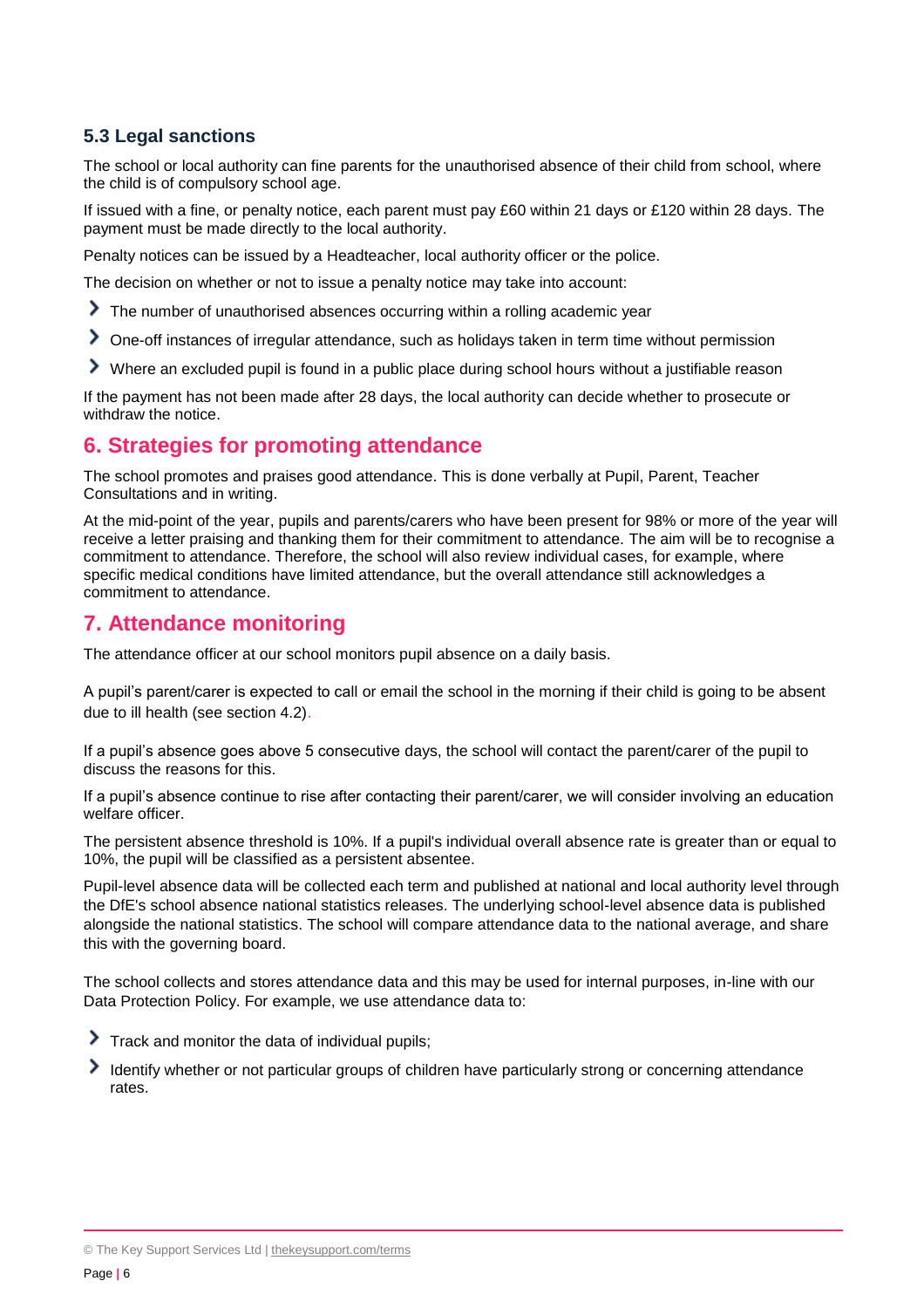### 5.3 Legal sanctions

The school or local authority can fine parents for the unauthorised absence of their child from school, where the child is of compulsory school age.

If issued with a fine, or penalty notice, each parent must pay £60 within 21 days or £120 within 28 days. The payment must be made directly to the local authority.

Penalty notices can be issued by a Headteacher, local authority officer or the police.

The decision on whether or not to issue a penalty notice may take into account:

- The number of unauthorised absences occurring within a rolling academic year
- One-off instances of irregular attendance, such as holidays taken in term time without permission
- Where an excluded pupil is found in a public place during school hours without a justifiable reason

If the payment has not been made after 28 days, the local authority can decide whether to prosecute or withdraw the notice.

## 6. Strategies for promoting attendance

The school promotes and praises good attendance. This is done verbally at Pupil, Parent, Teacher Consultations and in writing.

At the mid-point of the year, pupils and parents/carers who have been present for 98% or more of the year will receive a letter praising and thanking them for their commitment to attendance. The aim will be to recognise a commitment to attendance. Therefore, the school will also review individual cases, for example, where specific medical conditions have limited attendance, but the overall attendance still acknowledges a commitment to attendance.

## 7. Attendance monitoring

The attendance officer at our school monitors pupil absence on a daily basis.

A pupil's parent/carer is expected to call or email the school in the morning if their child is going to be absent due to ill health (see section 4.2).

If a pupil's absence goes above 5 consecutive days, the school will contact the parent/carer of the pupil to discuss the reasons for this.

If a pupil's absence continue to rise after contacting their parent/carer, we will consider involving an education welfare officer.

The persistent absence threshold is 10%. If a pupil's individual overall absence rate is greater than or equal to 10%, the pupil will be classified as a persistent absentee.

Pupil-level absence data will be collected each term and published at national and local authority level through the DfE's school absence national statistics releases. The underlying school-level absence data is published alongside the national statistics. The school will compare attendance data to the national average, and share this with the governing board.

The school collects and stores attendance data and this may be used for internal purposes, in-line with our Data Protection Policy. For example, we use attendance data to:

- Track and monitor the data of individual pupils;
- Identify whether or not particular groups of children have particularly strong or concerning attendance rates.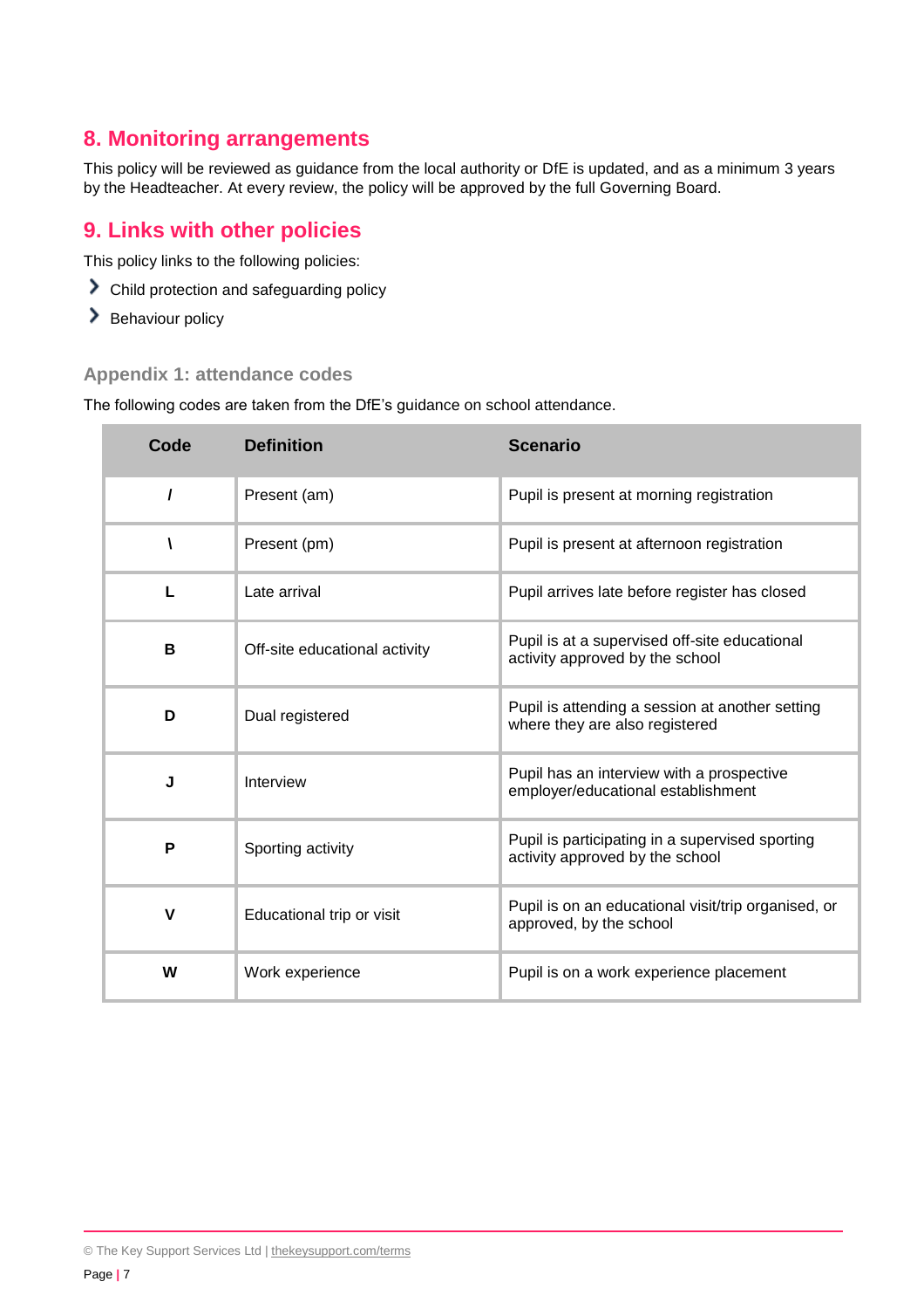## 8. Monitoring arrangements

This policy will be reviewed as guidance from the local authority or DfE is updated, and as a minimum 3 years by the Headteacher. At every review, the policy will be approved by the full Governing Board.

## 9. Links with other policies

This policy links to the following policies:

- Child protection and safeguarding policy
- Behaviour policy

### Appendix 1: attendance codes

The following codes are taken from the DfE's guidance on school attendance.

| Code | Definition | Scenario |
|---|---|---|
| **/** | Present (am) | Pupil is present at morning registration |
| **\** | Present (pm) | Pupil is present at afternoon registration |
| **L** | Late arrival | Pupil arrives late before register has closed |
| **B** | Off-site educational activity | Pupil is at a supervised off-site educational activity approved by the school |
| **D** | Dual registered | Pupil is attending a session at another setting where they are also registered |
| **J** | Interview | Pupil has an interview with a prospective employer/educational establishment |
| **P** | Sporting activity | Pupil is participating in a supervised sporting activity approved by the school |
| **V** | Educational trip or visit | Pupil is on an educational visit/trip organised, or approved, by the school |
| **W** | Work experience | Pupil is on a work experience placement |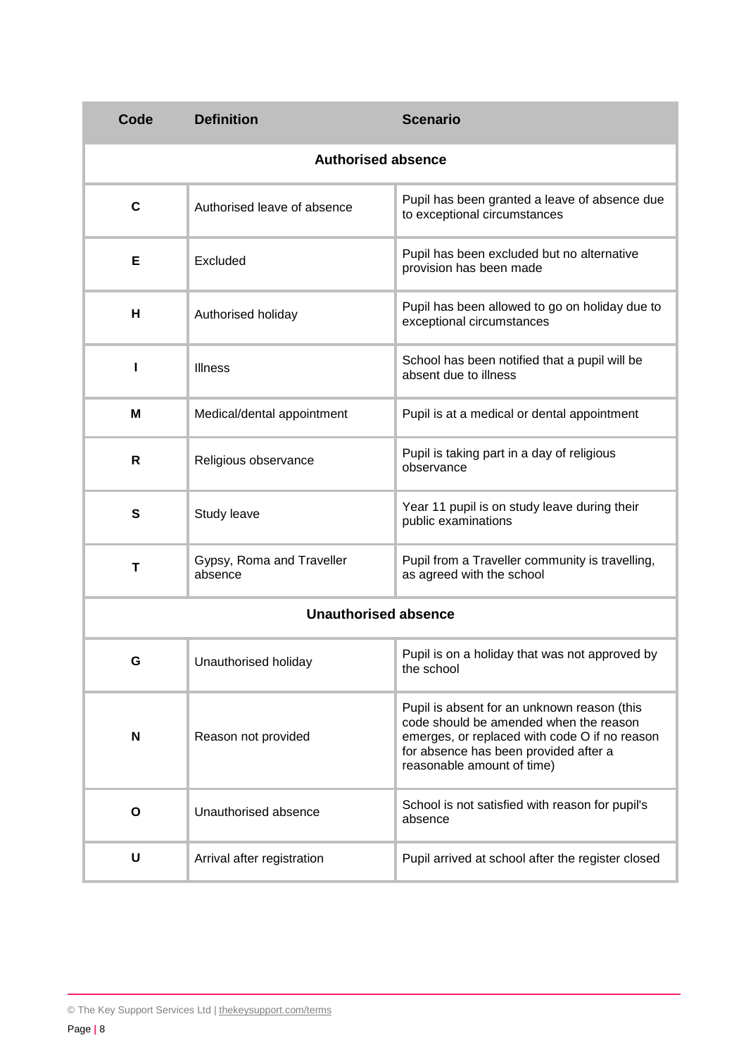| Code | Definition | Scenario |
| --- | --- | --- |
| **Authorised absence** | | |
| **C** | Authorised leave of absence | Pupil has been granted a leave of absence due to exceptional circumstances |
| **E** | Excluded | Pupil has been excluded but no alternative provision has been made |
| **H** | Authorised holiday | Pupil has been allowed to go on holiday due to exceptional circumstances |
| **I** | Illness | School has been notified that a pupil will be absent due to illness |
| **M** | Medical/dental appointment | Pupil is at a medical or dental appointment |
| **R** | Religious observance | Pupil is taking part in a day of religious observance |
| **S** | Study leave | Year 11 pupil is on study leave during their public examinations |
| **T** | Gypsy, Roma and Traveller absence | Pupil from a Traveller community is travelling, as agreed with the school |
| **Unauthorised absence** | | |
| **G** | Unauthorised holiday | Pupil is on a holiday that was not approved by the school |
| **N** | Reason not provided | Pupil is absent for an unknown reason (this code should be amended when the reason emerges, or replaced with code O if no reason for absence has been provided after a reasonable amount of time) |
| **O** | Unauthorised absence | School is not satisfied with reason for pupil's absence |
| **U** | Arrival after registration | Pupil arrived at school after the register closed |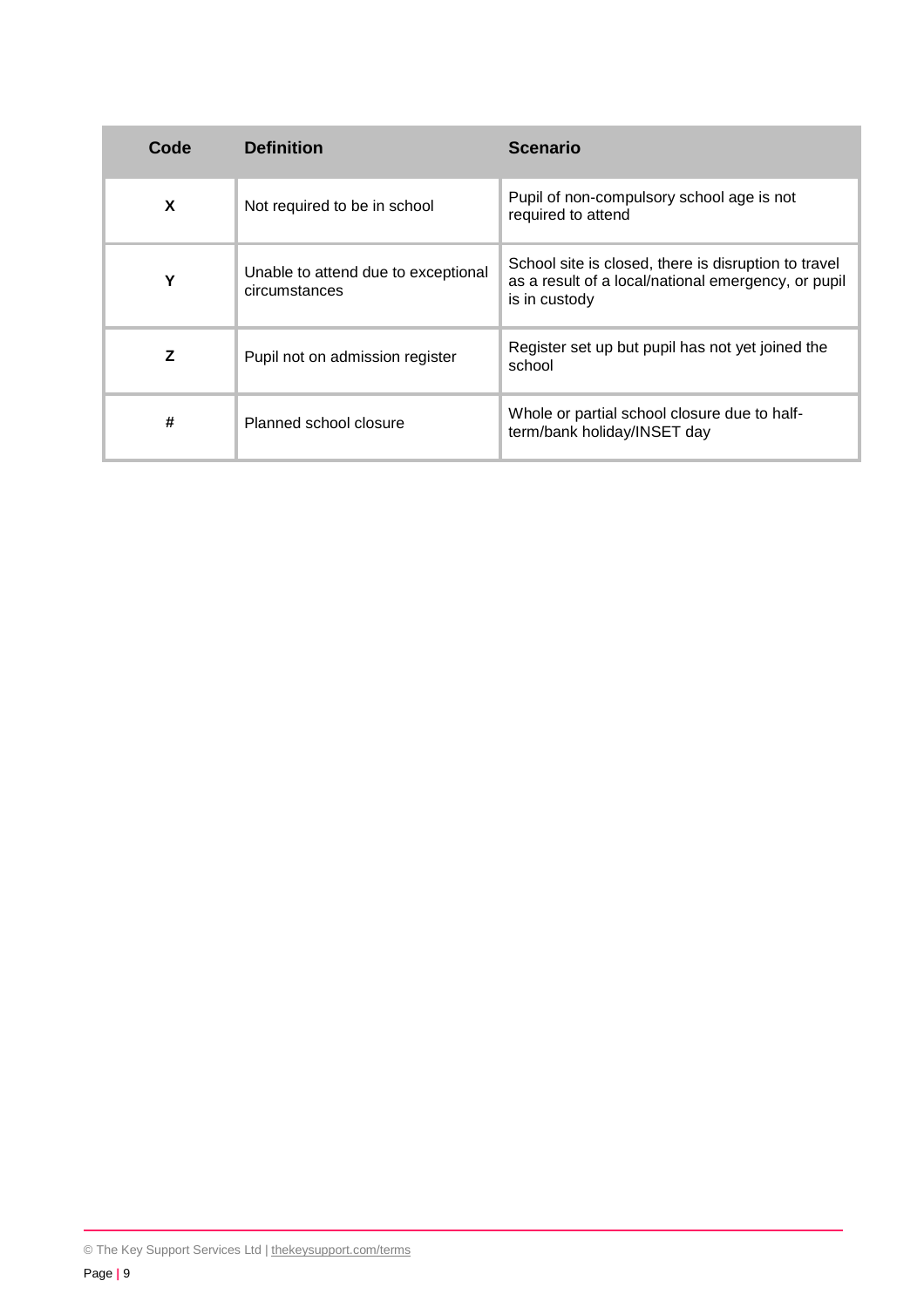| Code | Definition | Scenario |
| --- | --- | --- |
| **X** | Not required to be in school | Pupil of non-compulsory school age is not required to attend |
| **Y** | Unable to attend due to exceptional circumstances | School site is closed, there is disruption to travel as a result of a local/national emergency, or pupil is in custody |
| **Z** | Pupil not on admission register | Register set up but pupil has not yet joined the school |
| **#** | Planned school closure | Whole or partial school closure due to half-term/bank holiday/INSET day |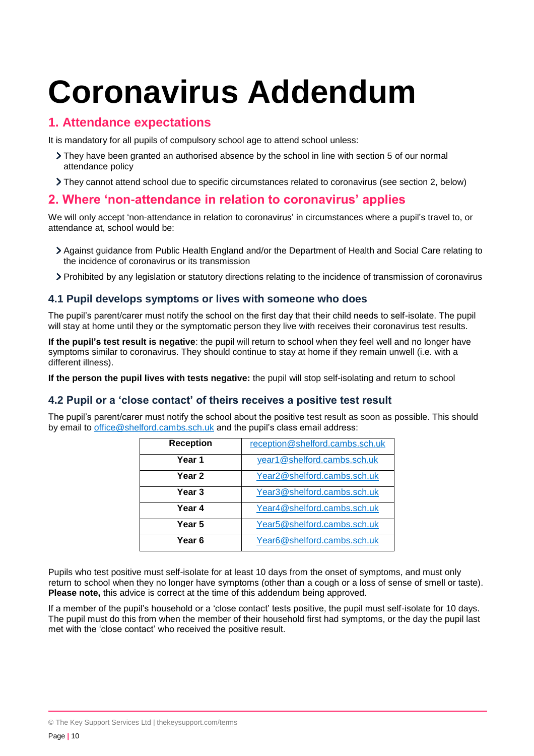# Coronavirus Addendum

## 1. Attendance expectations

It is mandatory for all pupils of compulsory school age to attend school unless:

- They have been granted an authorised absence by the school in line with section 5 of our normal attendance policy
- They cannot attend school due to specific circumstances related to coronavirus (see section 2, below)

## 2. Where 'non-attendance in relation to coronavirus' applies

We will only accept 'non-attendance in relation to coronavirus' in circumstances where a pupil's travel to, or attendance at, school would be:

- Against guidance from Public Health England and/or the Department of Health and Social Care relating to the incidence of coronavirus or its transmission
- Prohibited by any legislation or statutory directions relating to the incidence of transmission of coronavirus

### 4.1 Pupil develops symptoms or lives with someone who does

The pupil's parent/carer must notify the school on the first day that their child needs to self-isolate. The pupil will stay at home until they or the symptomatic person they live with receives their coronavirus test results.

**If the pupil's test result is negative**: the pupil will return to school when they feel well and no longer have symptoms similar to coronavirus. They should continue to stay at home if they remain unwell (i.e. with a different illness).

**If the person the pupil lives with tests negative:** the pupil will stop self-isolating and return to school

### 4.2 Pupil or a 'close contact' of theirs receives a positive test result

The pupil's parent/carer must notify the school about the positive test result as soon as possible. This should by email to office@shelford.cambs.sch.uk and the pupil's class email address:

| Reception | reception@shelford.cambs.sch.uk |
|---|---|
| Year 1 | year1@shelford.cambs.sch.uk |
| Year 2 | Year2@shelford.cambs.sch.uk |
| Year 3 | Year3@shelford.cambs.sch.uk |
| Year 4 | Year4@shelford.cambs.sch.uk |
| Year 5 | Year5@shelford.cambs.sch.uk |
| Year 6 | Year6@shelford.cambs.sch.uk |

Pupils who test positive must self-isolate for at least 10 days from the onset of symptoms, and must only return to school when they no longer have symptoms (other than a cough or a loss of sense of smell or taste). **Please note,** this advice is correct at the time of this addendum being approved.

If a member of the pupil's household or a 'close contact' tests positive, the pupil must self-isolate for 10 days. The pupil must do this from when the member of their household first had symptoms, or the day the pupil last met with the 'close contact' who received the positive result.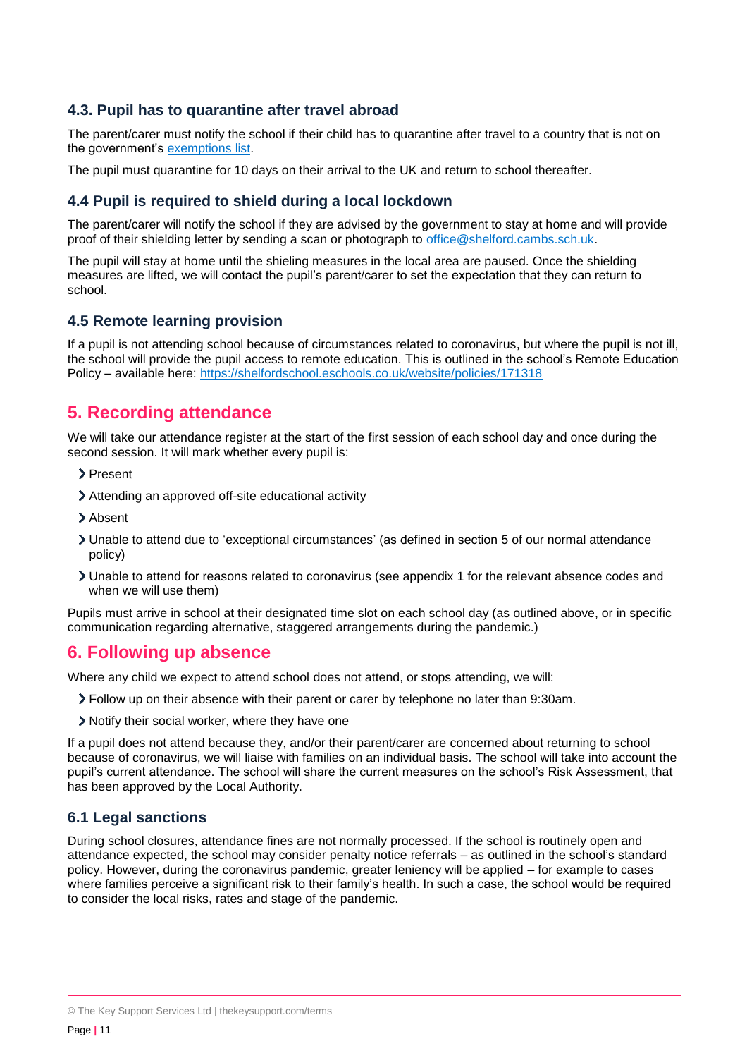### 4.3. Pupil has to quarantine after travel abroad

The parent/carer must notify the school if their child has to quarantine after travel to a country that is not on the government's [exemptions list](#).

The pupil must quarantine for 10 days on their arrival to the UK and return to school thereafter.

### 4.4 Pupil is required to shield during a local lockdown

The parent/carer will notify the school if they are advised by the government to stay at home and will provide proof of their shielding letter by sending a scan or photograph to [office@shelford.cambs.sch.uk](mailto:office@shelford.cambs.sch.uk).

The pupil will stay at home until the shieling measures in the local area are paused. Once the shielding measures are lifted, we will contact the pupil's parent/carer to set the expectation that they can return to school.

### 4.5 Remote learning provision

If a pupil is not attending school because of circumstances related to coronavirus, but where the pupil is not ill, the school will provide the pupil access to remote education. This is outlined in the school's Remote Education Policy – available here: [https://shelfordschool.eschools.co.uk/website/policies/171318](https://shelfordschool.eschools.co.uk/website/policies/171318)

## 5. Recording attendance

We will take our attendance register at the start of the first session of each school day and once during the second session. It will mark whether every pupil is:

- Present
- Attending an approved off-site educational activity
- Absent
- Unable to attend due to 'exceptional circumstances' (as defined in section 5 of our normal attendance policy)
- Unable to attend for reasons related to coronavirus (see appendix 1 for the relevant absence codes and when we will use them)

Pupils must arrive in school at their designated time slot on each school day (as outlined above, or in specific communication regarding alternative, staggered arrangements during the pandemic.)

## 6. Following up absence

Where any child we expect to attend school does not attend, or stops attending, we will:

- Follow up on their absence with their parent or carer by telephone no later than 9:30am.
- Notify their social worker, where they have one

If a pupil does not attend because they, and/or their parent/carer are concerned about returning to school because of coronavirus, we will liaise with families on an individual basis. The school will take into account the pupil's current attendance. The school will share the current measures on the school's Risk Assessment, that has been approved by the Local Authority.

### 6.1 Legal sanctions

During school closures, attendance fines are not normally processed. If the school is routinely open and attendance expected, the school may consider penalty notice referrals – as outlined in the school's standard policy. However, during the coronavirus pandemic, greater leniency will be applied – for example to cases where families perceive a significant risk to their family's health. In such a case, the school would be required to consider the local risks, rates and stage of the pandemic.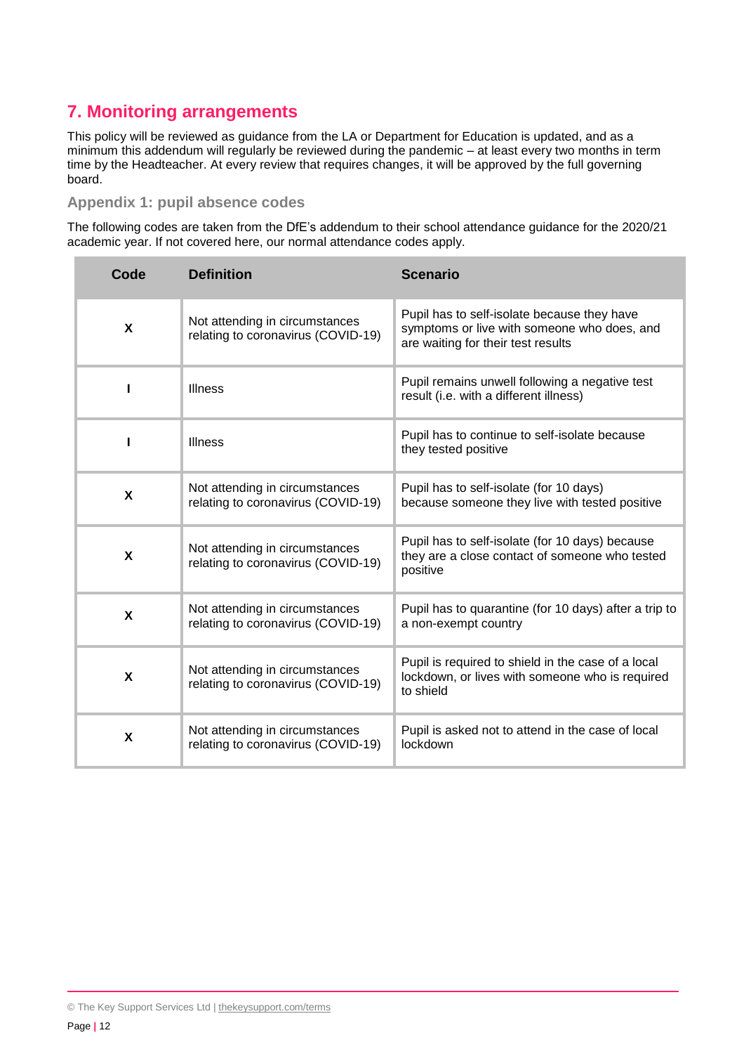## 7. Monitoring arrangements

This policy will be reviewed as guidance from the LA or Department for Education is updated, and as a minimum this addendum will regularly be reviewed during the pandemic – at least every two months in term time by the Headteacher. At every review that requires changes, it will be approved by the full governing board.

### Appendix 1: pupil absence codes

The following codes are taken from the DfE's addendum to their school attendance guidance for the 2020/21 academic year. If not covered here, our normal attendance codes apply.

| Code | Definition | Scenario |
|---|---|---|
| **X** | Not attending in circumstances relating to coronavirus (COVID-19) | Pupil has to self-isolate because they have symptoms or live with someone who does, and are waiting for their test results |
| **I** | Illness | Pupil remains unwell following a negative test result (i.e. with a different illness) |
| **I** | Illness | Pupil has to continue to self-isolate because they tested positive |
| **X** | Not attending in circumstances relating to coronavirus (COVID-19) | Pupil has to self-isolate (for 10 days) because someone they live with tested positive |
| **X** | Not attending in circumstances relating to coronavirus (COVID-19) | Pupil has to self-isolate (for 10 days) because they are a close contact of someone who tested positive |
| **X** | Not attending in circumstances relating to coronavirus (COVID-19) | Pupil has to quarantine (for 10 days) after a trip to a non-exempt country |
| **X** | Not attending in circumstances relating to coronavirus (COVID-19) | Pupil is required to shield in the case of a local lockdown, or lives with someone who is required to shield |
| **X** | Not attending in circumstances relating to coronavirus (COVID-19) | Pupil is asked not to attend in the case of local lockdown |